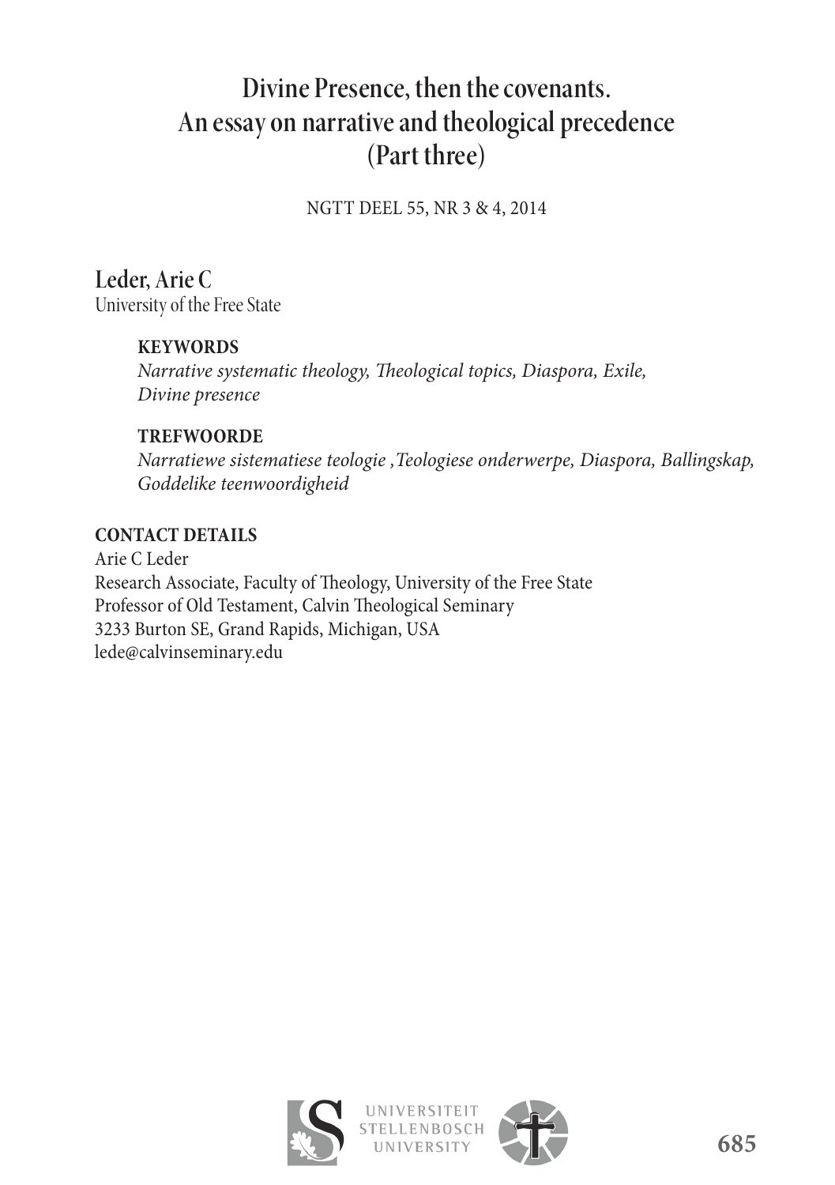# Divine Presence, then the covenants. An essay on narrative and theological precedence (Part three)

NGTT DEEL 55, NR 3 & 4, 2014

## Leder, Arie C

University of the Free State

**KEYWORDS**

*Narrative systematic theology, Theological topics, Diaspora, Exile, Divine presence*

**TREFWOORDE**

*Narratiewe sistematiese teologie ,Teologiese onderwerpe, Diaspora, Ballingskap, Goddelike teenwoordigheid*

**CONTACT DETAILS**

Arie C Leder
Research Associate, Faculty of Theology, University of the Free State
Professor of Old Testament, Calvin Theological Seminary
3233 Burton SE, Grand Rapids, Michigan, USA
lede@calvinseminary.edu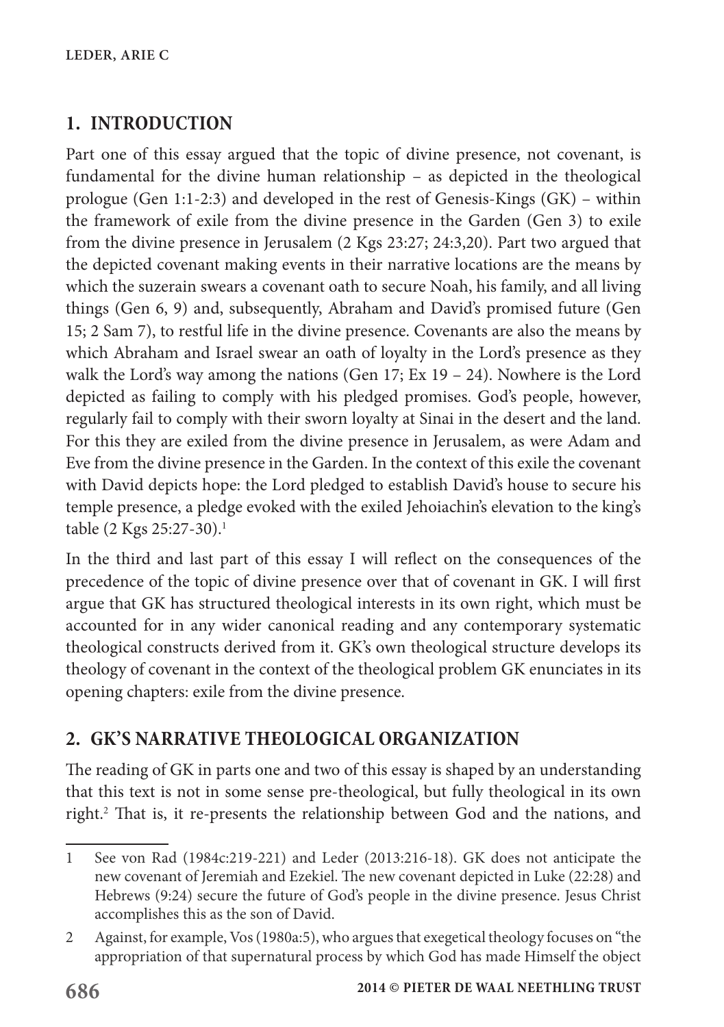## 1. INTRODUCTION

Part one of this essay argued that the topic of divine presence, not covenant, is fundamental for the divine human relationship – as depicted in the theological prologue (Gen 1:1-2:3) and developed in the rest of Genesis-Kings (GK) – within the framework of exile from the divine presence in the Garden (Gen 3) to exile from the divine presence in Jerusalem (2 Kgs 23:27; 24:3,20). Part two argued that the depicted covenant making events in their narrative locations are the means by which the suzerain swears a covenant oath to secure Noah, his family, and all living things (Gen 6, 9) and, subsequently, Abraham and David's promised future (Gen 15; 2 Sam 7), to restful life in the divine presence. Covenants are also the means by which Abraham and Israel swear an oath of loyalty in the Lord's presence as they walk the Lord's way among the nations (Gen 17; Ex 19 – 24). Nowhere is the Lord depicted as failing to comply with his pledged promises. God's people, however, regularly fail to comply with their sworn loyalty at Sinai in the desert and the land. For this they are exiled from the divine presence in Jerusalem, as were Adam and Eve from the divine presence in the Garden. In the context of this exile the covenant with David depicts hope: the Lord pledged to establish David's house to secure his temple presence, a pledge evoked with the exiled Jehoiachin's elevation to the king's table (2 Kgs 25:27-30).[1]

In the third and last part of this essay I will reflect on the consequences of the precedence of the topic of divine presence over that of covenant in GK. I will first argue that GK has structured theological interests in its own right, which must be accounted for in any wider canonical reading and any contemporary systematic theological constructs derived from it. GK's own theological structure develops its theology of covenant in the context of the theological problem GK enunciates in its opening chapters: exile from the divine presence.

## 2. GK'S NARRATIVE THEOLOGICAL ORGANIZATION

The reading of GK in parts one and two of this essay is shaped by an understanding that this text is not in some sense pre-theological, but fully theological in its own right.[2] That is, it re-presents the relationship between God and the nations, and

---

1 See von Rad (1984c:219-221) and Leder (2013:216-18). GK does not anticipate the new covenant of Jeremiah and Ezekiel. The new covenant depicted in Luke (22:28) and Hebrews (9:24) secure the future of God's people in the divine presence. Jesus Christ accomplishes this as the son of David.

2 Against, for example, Vos (1980a:5), who argues that exegetical theology focuses on "the appropriation of that supernatural process by which God has made Himself the object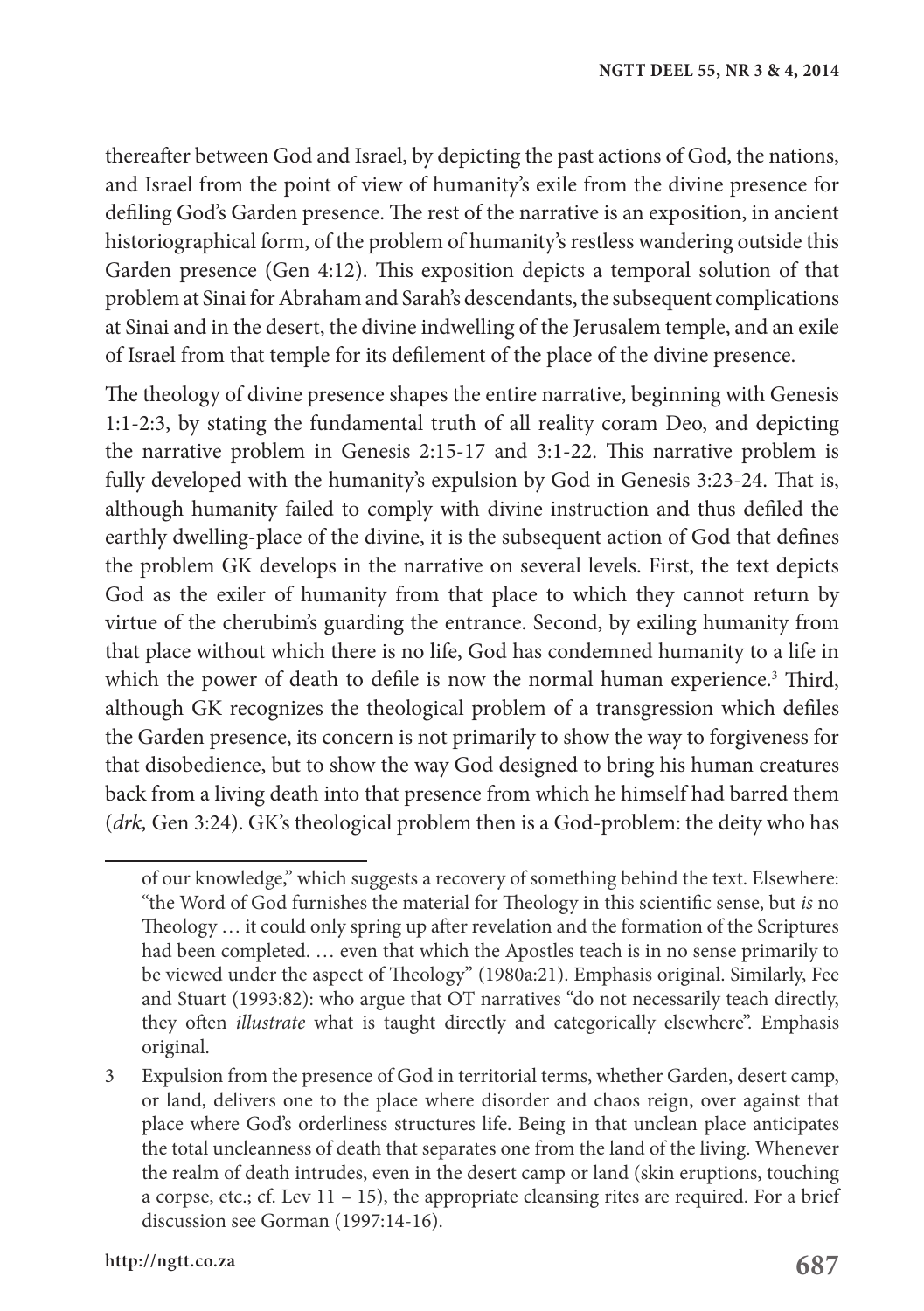thereafter between God and Israel, by depicting the past actions of God, the nations, and Israel from the point of view of humanity's exile from the divine presence for defiling God's Garden presence. The rest of the narrative is an exposition, in ancient historiographical form, of the problem of humanity's restless wandering outside this Garden presence (Gen 4:12). This exposition depicts a temporal solution of that problem at Sinai for Abraham and Sarah's descendants, the subsequent complications at Sinai and in the desert, the divine indwelling of the Jerusalem temple, and an exile of Israel from that temple for its defilement of the place of the divine presence.

The theology of divine presence shapes the entire narrative, beginning with Genesis 1:1-2:3, by stating the fundamental truth of all reality coram Deo, and depicting the narrative problem in Genesis 2:15-17 and 3:1-22. This narrative problem is fully developed with the humanity's expulsion by God in Genesis 3:23-24. That is, although humanity failed to comply with divine instruction and thus defiled the earthly dwelling-place of the divine, it is the subsequent action of God that defines the problem GK develops in the narrative on several levels. First, the text depicts God as the exiler of humanity from that place to which they cannot return by virtue of the cherubim's guarding the entrance. Second, by exiling humanity from that place without which there is no life, God has condemned humanity to a life in which the power of death to defile is now the normal human experience.[3] Third, although GK recognizes the theological problem of a transgression which defiles the Garden presence, its concern is not primarily to show the way to forgiveness for that disobedience, but to show the way God designed to bring his human creatures back from a living death into that presence from which he himself had barred them (*drk,* Gen 3:24). GK's theological problem then is a God-problem: the deity who has

---

of our knowledge," which suggests a recovery of something behind the text. Elsewhere: "the Word of God furnishes the material for Theology in this scientific sense, but *is* no Theology … it could only spring up after revelation and the formation of the Scriptures had been completed. … even that which the Apostles teach is in no sense primarily to be viewed under the aspect of Theology" (1980a:21). Emphasis original. Similarly, Fee and Stuart (1993:82): who argue that OT narratives "do not necessarily teach directly, they often *illustrate* what is taught directly and categorically elsewhere". Emphasis original.

3 Expulsion from the presence of God in territorial terms, whether Garden, desert camp, or land, delivers one to the place where disorder and chaos reign, over against that place where God's orderliness structures life. Being in that unclean place anticipates the total uncleanness of death that separates one from the land of the living. Whenever the realm of death intrudes, even in the desert camp or land (skin eruptions, touching a corpse, etc.; cf. Lev 11 – 15), the appropriate cleansing rites are required. For a brief discussion see Gorman (1997:14-16).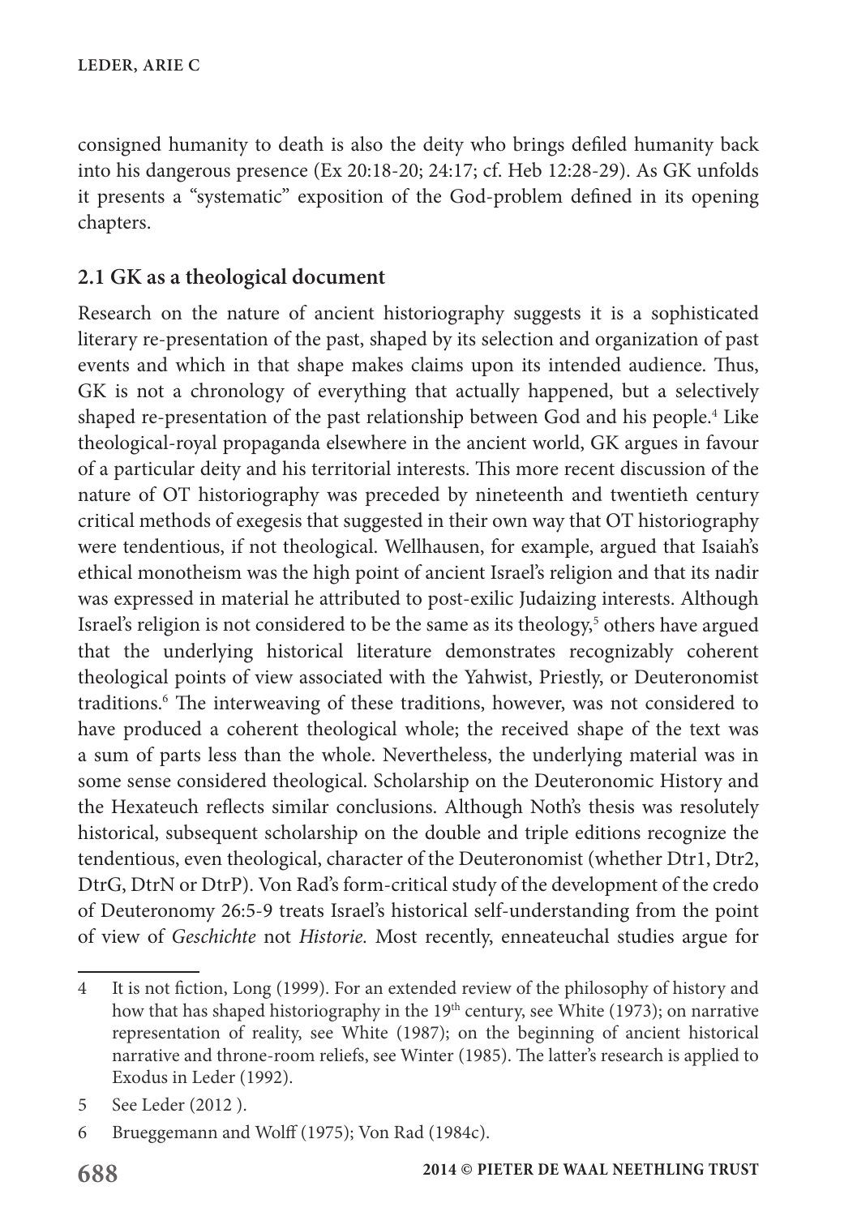consigned humanity to death is also the deity who brings defiled humanity back into his dangerous presence (Ex 20:18-20; 24:17; cf. Heb 12:28-29). As GK unfolds it presents a "systematic" exposition of the God-problem defined in its opening chapters.

## 2.1 GK as a theological document

Research on the nature of ancient historiography suggests it is a sophisticated literary re-presentation of the past, shaped by its selection and organization of past events and which in that shape makes claims upon its intended audience. Thus, GK is not a chronology of everything that actually happened, but a selectively shaped re-presentation of the past relationship between God and his people.[4] Like theological-royal propaganda elsewhere in the ancient world, GK argues in favour of a particular deity and his territorial interests. This more recent discussion of the nature of OT historiography was preceded by nineteenth and twentieth century critical methods of exegesis that suggested in their own way that OT historiography were tendentious, if not theological. Wellhausen, for example, argued that Isaiah's ethical monotheism was the high point of ancient Israel's religion and that its nadir was expressed in material he attributed to post-exilic Judaizing interests. Although Israel's religion is not considered to be the same as its theology,[5] others have argued that the underlying historical literature demonstrates recognizably coherent theological points of view associated with the Yahwist, Priestly, or Deuteronomist traditions.[6] The interweaving of these traditions, however, was not considered to have produced a coherent theological whole; the received shape of the text was a sum of parts less than the whole. Nevertheless, the underlying material was in some sense considered theological. Scholarship on the Deuteronomic History and the Hexateuch reflects similar conclusions. Although Noth's thesis was resolutely historical, subsequent scholarship on the double and triple editions recognize the tendentious, even theological, character of the Deuteronomist (whether Dtr1, Dtr2, DtrG, DtrN or DtrP). Von Rad's form-critical study of the development of the credo of Deuteronomy 26:5-9 treats Israel's historical self-understanding from the point of view of *Geschichte* not *Historie.* Most recently, enneateuchal studies argue for

---

4 It is not fiction, Long (1999). For an extended review of the philosophy of history and how that has shaped historiography in the 19th century, see White (1973); on narrative representation of reality, see White (1987); on the beginning of ancient historical narrative and throne-room reliefs, see Winter (1985). The latter's research is applied to Exodus in Leder (1992).

5 See Leder (2012 ).

6 Brueggemann and Wolff (1975); Von Rad (1984c).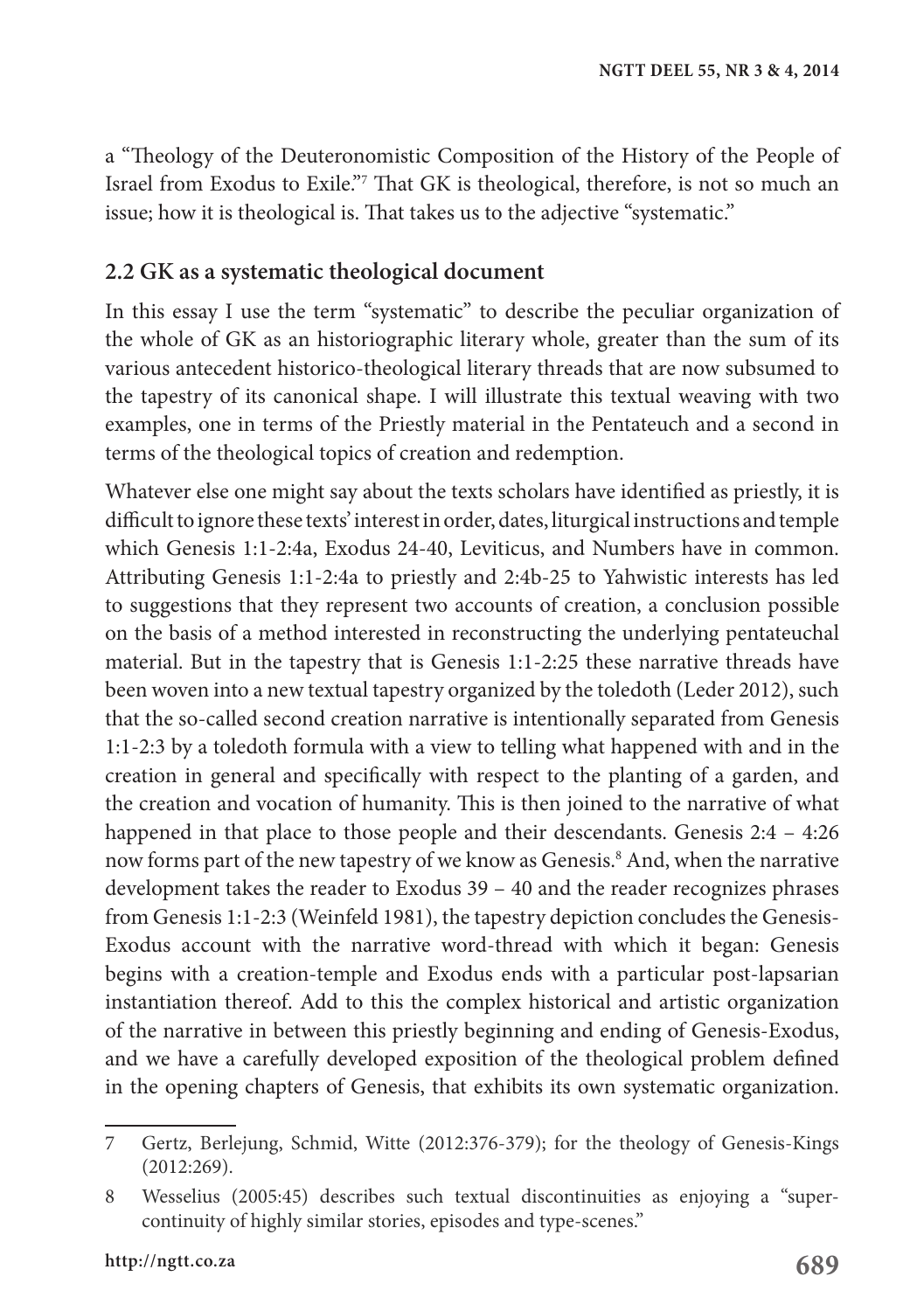a "Theology of the Deuteronomistic Composition of the History of the People of Israel from Exodus to Exile."[7] That GK is theological, therefore, is not so much an issue; how it is theological is. That takes us to the adjective "systematic."

### 2.2 GK as a systematic theological document

In this essay I use the term "systematic" to describe the peculiar organization of the whole of GK as an historiographic literary whole, greater than the sum of its various antecedent historico-theological literary threads that are now subsumed to the tapestry of its canonical shape. I will illustrate this textual weaving with two examples, one in terms of the Priestly material in the Pentateuch and a second in terms of the theological topics of creation and redemption.

Whatever else one might say about the texts scholars have identified as priestly, it is difficult to ignore these texts' interest in order, dates, liturgical instructions and temple which Genesis 1:1-2:4a, Exodus 24-40, Leviticus, and Numbers have in common. Attributing Genesis 1:1-2:4a to priestly and 2:4b-25 to Yahwistic interests has led to suggestions that they represent two accounts of creation, a conclusion possible on the basis of a method interested in reconstructing the underlying pentateuchal material. But in the tapestry that is Genesis 1:1-2:25 these narrative threads have been woven into a new textual tapestry organized by the toledoth (Leder 2012), such that the so-called second creation narrative is intentionally separated from Genesis 1:1-2:3 by a toledoth formula with a view to telling what happened with and in the creation in general and specifically with respect to the planting of a garden, and the creation and vocation of humanity. This is then joined to the narrative of what happened in that place to those people and their descendants. Genesis 2:4 – 4:26 now forms part of the new tapestry of we know as Genesis.[8] And, when the narrative development takes the reader to Exodus 39 – 40 and the reader recognizes phrases from Genesis 1:1-2:3 (Weinfeld 1981), the tapestry depiction concludes the Genesis-Exodus account with the narrative word-thread with which it began: Genesis begins with a creation-temple and Exodus ends with a particular post-lapsarian instantiation thereof. Add to this the complex historical and artistic organization of the narrative in between this priestly beginning and ending of Genesis-Exodus, and we have a carefully developed exposition of the theological problem defined in the opening chapters of Genesis, that exhibits its own systematic organization.

---

7 Gertz, Berlejung, Schmid, Witte (2012:376-379); for the theology of Genesis-Kings (2012:269).

8 Wesselius (2005:45) describes such textual discontinuities as enjoying a "super-continuity of highly similar stories, episodes and type-scenes."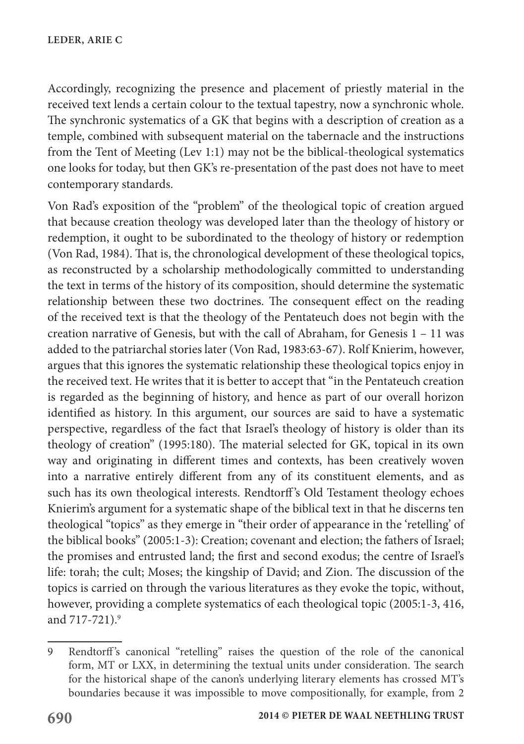Accordingly, recognizing the presence and placement of priestly material in the received text lends a certain colour to the textual tapestry, now a synchronic whole. The synchronic systematics of a GK that begins with a description of creation as a temple, combined with subsequent material on the tabernacle and the instructions from the Tent of Meeting (Lev 1:1) may not be the biblical-theological systematics one looks for today, but then GK's re-presentation of the past does not have to meet contemporary standards.

Von Rad's exposition of the "problem" of the theological topic of creation argued that because creation theology was developed later than the theology of history or redemption, it ought to be subordinated to the theology of history or redemption (Von Rad, 1984). That is, the chronological development of these theological topics, as reconstructed by a scholarship methodologically committed to understanding the text in terms of the history of its composition, should determine the systematic relationship between these two doctrines. The consequent effect on the reading of the received text is that the theology of the Pentateuch does not begin with the creation narrative of Genesis, but with the call of Abraham, for Genesis 1 – 11 was added to the patriarchal stories later (Von Rad, 1983:63-67). Rolf Knierim, however, argues that this ignores the systematic relationship these theological topics enjoy in the received text. He writes that it is better to accept that "in the Pentateuch creation is regarded as the beginning of history, and hence as part of our overall horizon identified as history. In this argument, our sources are said to have a systematic perspective, regardless of the fact that Israel's theology of history is older than its theology of creation" (1995:180). The material selected for GK, topical in its own way and originating in different times and contexts, has been creatively woven into a narrative entirely different from any of its constituent elements, and as such has its own theological interests. Rendtorff's Old Testament theology echoes Knierim's argument for a systematic shape of the biblical text in that he discerns ten theological "topics" as they emerge in "their order of appearance in the 'retelling' of the biblical books" (2005:1-3): Creation; covenant and election; the fathers of Israel; the promises and entrusted land; the first and second exodus; the centre of Israel's life: torah; the cult; Moses; the kingship of David; and Zion. The discussion of the topics is carried on through the various literatures as they evoke the topic, without, however, providing a complete systematics of each theological topic (2005:1-3, 416, and 717-721).[9]

---

9 Rendtorff's canonical "retelling" raises the question of the role of the canonical form, MT or LXX, in determining the textual units under consideration. The search for the historical shape of the canon's underlying literary elements has crossed MT's boundaries because it was impossible to move compositionally, for example, from 2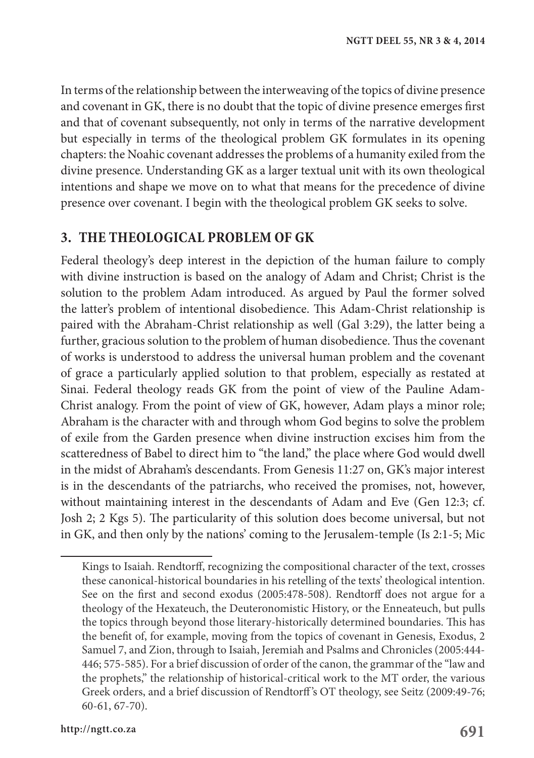In terms of the relationship between the interweaving of the topics of divine presence and covenant in GK, there is no doubt that the topic of divine presence emerges first and that of covenant subsequently, not only in terms of the narrative development but especially in terms of the theological problem GK formulates in its opening chapters: the Noahic covenant addresses the problems of a humanity exiled from the divine presence. Understanding GK as a larger textual unit with its own theological intentions and shape we move on to what that means for the precedence of divine presence over covenant. I begin with the theological problem GK seeks to solve.

## 3. THE THEOLOGICAL PROBLEM OF GK

Federal theology's deep interest in the depiction of the human failure to comply with divine instruction is based on the analogy of Adam and Christ; Christ is the solution to the problem Adam introduced. As argued by Paul the former solved the latter's problem of intentional disobedience. This Adam-Christ relationship is paired with the Abraham-Christ relationship as well (Gal 3:29), the latter being a further, gracious solution to the problem of human disobedience. Thus the covenant of works is understood to address the universal human problem and the covenant of grace a particularly applied solution to that problem, especially as restated at Sinai. Federal theology reads GK from the point of view of the Pauline Adam-Christ analogy. From the point of view of GK, however, Adam plays a minor role; Abraham is the character with and through whom God begins to solve the problem of exile from the Garden presence when divine instruction excises him from the scatteredness of Babel to direct him to "the land," the place where God would dwell in the midst of Abraham's descendants. From Genesis 11:27 on, GK's major interest is in the descendants of the patriarchs, who received the promises, not, however, without maintaining interest in the descendants of Adam and Eve (Gen 12:3; cf. Josh 2; 2 Kgs 5). The particularity of this solution does become universal, but not in GK, and then only by the nations' coming to the Jerusalem-temple (Is 2:1-5; Mic

Kings to Isaiah. Rendtorff, recognizing the compositional character of the text, crosses these canonical-historical boundaries in his retelling of the texts' theological intention. See on the first and second exodus (2005:478-508). Rendtorff does not argue for a theology of the Hexateuch, the Deuteronomistic History, or the Enneateuch, but pulls the topics through beyond those literary-historically determined boundaries. This has the benefit of, for example, moving from the topics of covenant in Genesis, Exodus, 2 Samuel 7, and Zion, through to Isaiah, Jeremiah and Psalms and Chronicles (2005:444-446; 575-585). For a brief discussion of order of the canon, the grammar of the "law and the prophets," the relationship of historical-critical work to the MT order, the various Greek orders, and a brief discussion of Rendtorff's OT theology, see Seitz (2009:49-76; 60-61, 67-70).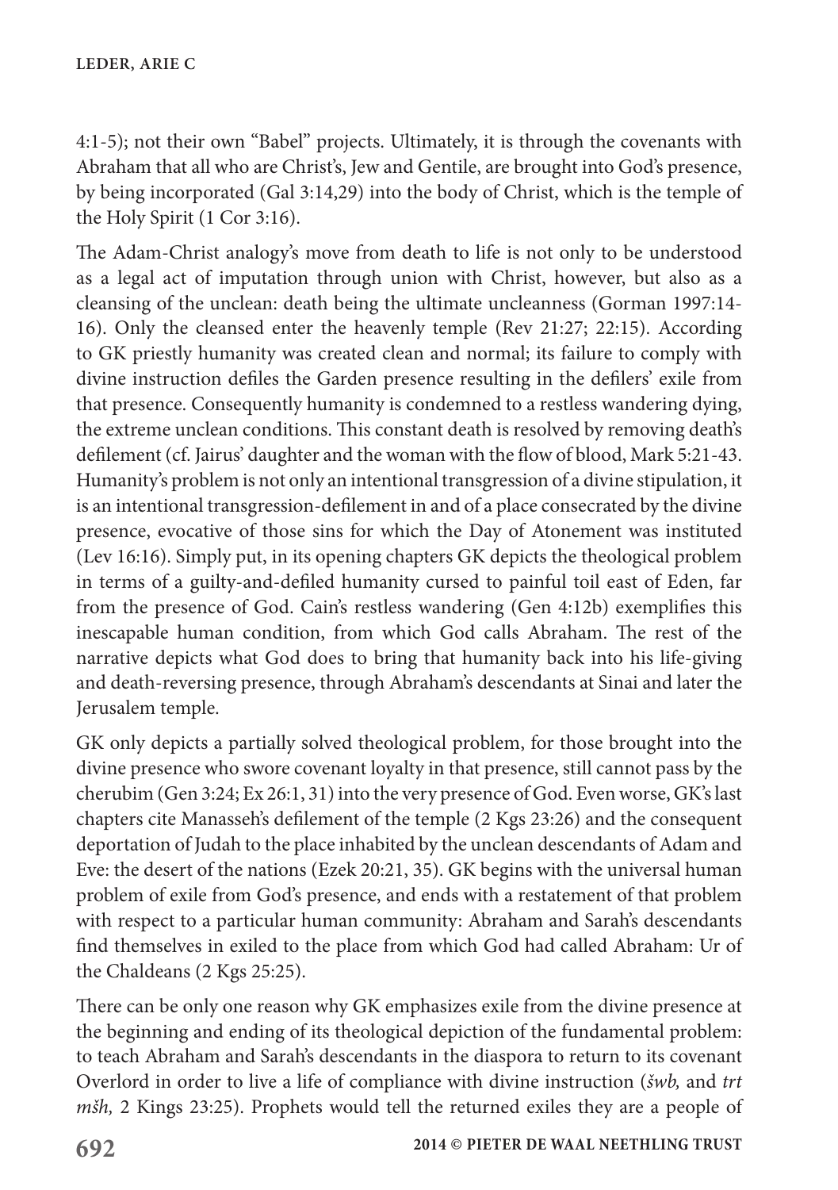4:1-5); not their own "Babel" projects. Ultimately, it is through the covenants with Abraham that all who are Christ's, Jew and Gentile, are brought into God's presence, by being incorporated (Gal 3:14,29) into the body of Christ, which is the temple of the Holy Spirit (1 Cor 3:16).

The Adam-Christ analogy's move from death to life is not only to be understood as a legal act of imputation through union with Christ, however, but also as a cleansing of the unclean: death being the ultimate uncleanness (Gorman 1997:14-16). Only the cleansed enter the heavenly temple (Rev 21:27; 22:15). According to GK priestly humanity was created clean and normal; its failure to comply with divine instruction defiles the Garden presence resulting in the defilers' exile from that presence. Consequently humanity is condemned to a restless wandering dying, the extreme unclean conditions. This constant death is resolved by removing death's defilement (cf. Jairus' daughter and the woman with the flow of blood, Mark 5:21-43. Humanity's problem is not only an intentional transgression of a divine stipulation, it is an intentional transgression-defilement in and of a place consecrated by the divine presence, evocative of those sins for which the Day of Atonement was instituted (Lev 16:16). Simply put, in its opening chapters GK depicts the theological problem in terms of a guilty-and-defiled humanity cursed to painful toil east of Eden, far from the presence of God. Cain's restless wandering (Gen 4:12b) exemplifies this inescapable human condition, from which God calls Abraham. The rest of the narrative depicts what God does to bring that humanity back into his life-giving and death-reversing presence, through Abraham's descendants at Sinai and later the Jerusalem temple.

GK only depicts a partially solved theological problem, for those brought into the divine presence who swore covenant loyalty in that presence, still cannot pass by the cherubim (Gen 3:24; Ex 26:1, 31) into the very presence of God. Even worse, GK's last chapters cite Manasseh's defilement of the temple (2 Kgs 23:26) and the consequent deportation of Judah to the place inhabited by the unclean descendants of Adam and Eve: the desert of the nations (Ezek 20:21, 35). GK begins with the universal human problem of exile from God's presence, and ends with a restatement of that problem with respect to a particular human community: Abraham and Sarah's descendants find themselves in exiled to the place from which God had called Abraham: Ur of the Chaldeans (2 Kgs 25:25).

There can be only one reason why GK emphasizes exile from the divine presence at the beginning and ending of its theological depiction of the fundamental problem: to teach Abraham and Sarah's descendants in the diaspora to return to its covenant Overlord in order to live a life of compliance with divine instruction (*šwb,* and *trt mšh,* 2 Kings 23:25). Prophets would tell the returned exiles they are a people of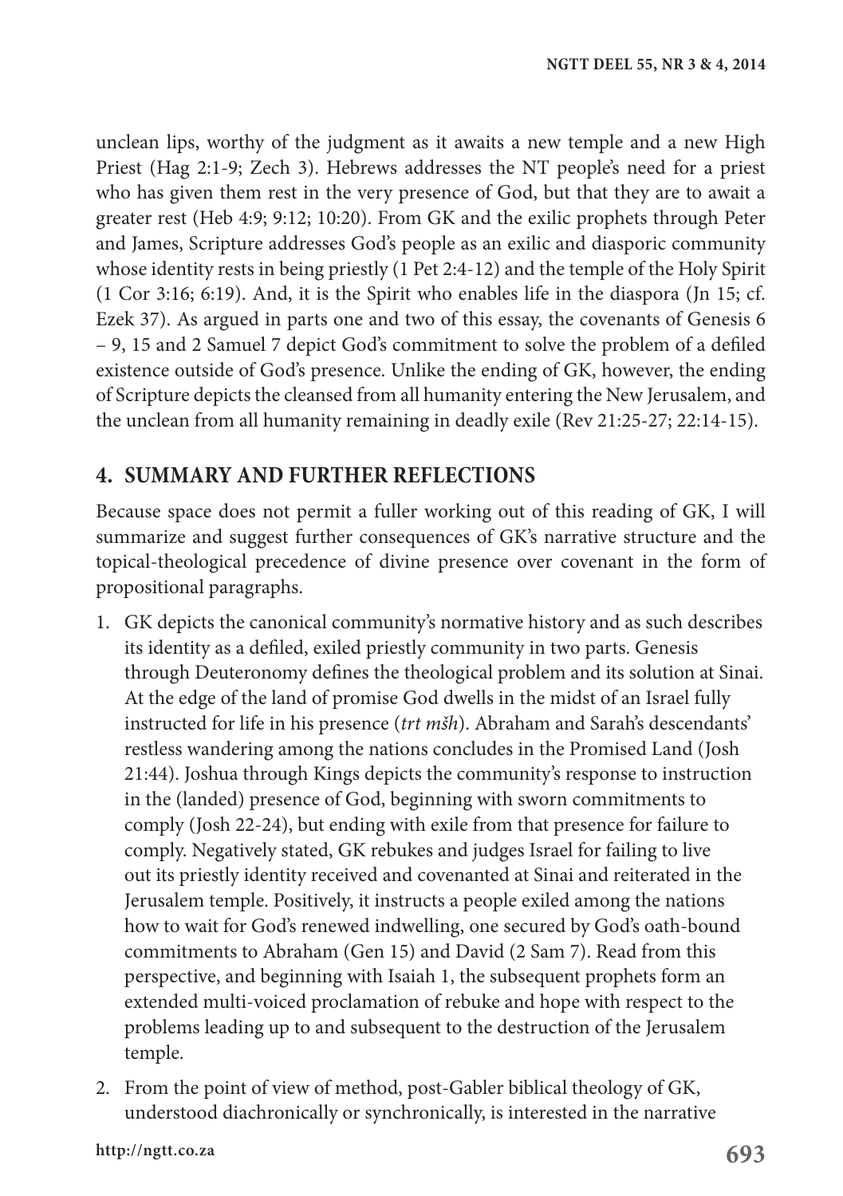unclean lips, worthy of the judgment as it awaits a new temple and a new High Priest (Hag 2:1-9; Zech 3). Hebrews addresses the NT people's need for a priest who has given them rest in the very presence of God, but that they are to await a greater rest (Heb 4:9; 9:12; 10:20). From GK and the exilic prophets through Peter and James, Scripture addresses God's people as an exilic and diasporic community whose identity rests in being priestly (1 Pet 2:4-12) and the temple of the Holy Spirit (1 Cor 3:16; 6:19). And, it is the Spirit who enables life in the diaspora (Jn 15; cf. Ezek 37). As argued in parts one and two of this essay, the covenants of Genesis 6 – 9, 15 and 2 Samuel 7 depict God's commitment to solve the problem of a defiled existence outside of God's presence. Unlike the ending of GK, however, the ending of Scripture depicts the cleansed from all humanity entering the New Jerusalem, and the unclean from all humanity remaining in deadly exile (Rev 21:25-27; 22:14-15).

## 4. SUMMARY AND FURTHER REFLECTIONS

Because space does not permit a fuller working out of this reading of GK, I will summarize and suggest further consequences of GK's narrative structure and the topical-theological precedence of divine presence over covenant in the form of propositional paragraphs.

1. GK depicts the canonical community's normative history and as such describes its identity as a defiled, exiled priestly community in two parts. Genesis through Deuteronomy defines the theological problem and its solution at Sinai. At the edge of the land of promise God dwells in the midst of an Israel fully instructed for life in his presence (*trt mšh*). Abraham and Sarah's descendants' restless wandering among the nations concludes in the Promised Land (Josh 21:44). Joshua through Kings depicts the community's response to instruction in the (landed) presence of God, beginning with sworn commitments to comply (Josh 22-24), but ending with exile from that presence for failure to comply. Negatively stated, GK rebukes and judges Israel for failing to live out its priestly identity received and covenanted at Sinai and reiterated in the Jerusalem temple. Positively, it instructs a people exiled among the nations how to wait for God's renewed indwelling, one secured by God's oath-bound commitments to Abraham (Gen 15) and David (2 Sam 7). Read from this perspective, and beginning with Isaiah 1, the subsequent prophets form an extended multi-voiced proclamation of rebuke and hope with respect to the problems leading up to and subsequent to the destruction of the Jerusalem temple.
2. From the point of view of method, post-Gabler biblical theology of GK, understood diachronically or synchronically, is interested in the narrative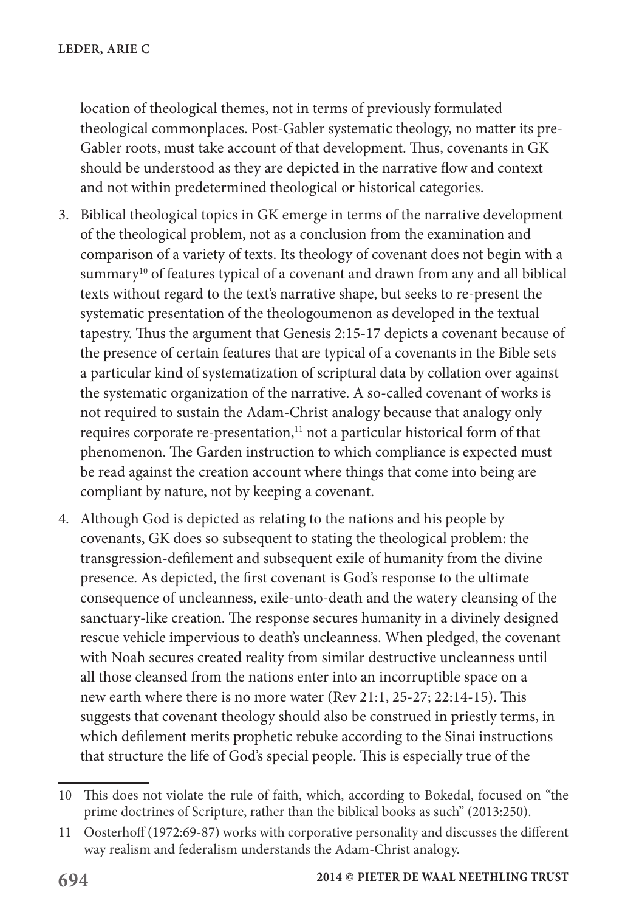location of theological themes, not in terms of previously formulated theological commonplaces. Post-Gabler systematic theology, no matter its pre-Gabler roots, must take account of that development. Thus, covenants in GK should be understood as they are depicted in the narrative flow and context and not within predetermined theological or historical categories.

3. Biblical theological topics in GK emerge in terms of the narrative development of the theological problem, not as a conclusion from the examination and comparison of a variety of texts. Its theology of covenant does not begin with a summary[10] of features typical of a covenant and drawn from any and all biblical texts without regard to the text's narrative shape, but seeks to re-present the systematic presentation of the theologoumenon as developed in the textual tapestry. Thus the argument that Genesis 2:15-17 depicts a covenant because of the presence of certain features that are typical of a covenants in the Bible sets a particular kind of systematization of scriptural data by collation over against the systematic organization of the narrative. A so-called covenant of works is not required to sustain the Adam-Christ analogy because that analogy only requires corporate re-presentation,[11] not a particular historical form of that phenomenon. The Garden instruction to which compliance is expected must be read against the creation account where things that come into being are compliant by nature, not by keeping a covenant.

4. Although God is depicted as relating to the nations and his people by covenants, GK does so subsequent to stating the theological problem: the transgression-defilement and subsequent exile of humanity from the divine presence. As depicted, the first covenant is God's response to the ultimate consequence of uncleanness, exile-unto-death and the watery cleansing of the sanctuary-like creation. The response secures humanity in a divinely designed rescue vehicle impervious to death's uncleanness. When pledged, the covenant with Noah secures created reality from similar destructive uncleanness until all those cleansed from the nations enter into an incorruptible space on a new earth where there is no more water (Rev 21:1, 25-27; 22:14-15). This suggests that covenant theology should also be construed in priestly terms, in which defilement merits prophetic rebuke according to the Sinai instructions that structure the life of God's special people. This is especially true of the

---

10 This does not violate the rule of faith, which, according to Bokedal, focused on "the prime doctrines of Scripture, rather than the biblical books as such" (2013:250).

11 Oosterhoff (1972:69-87) works with corporative personality and discusses the different way realism and federalism understands the Adam-Christ analogy.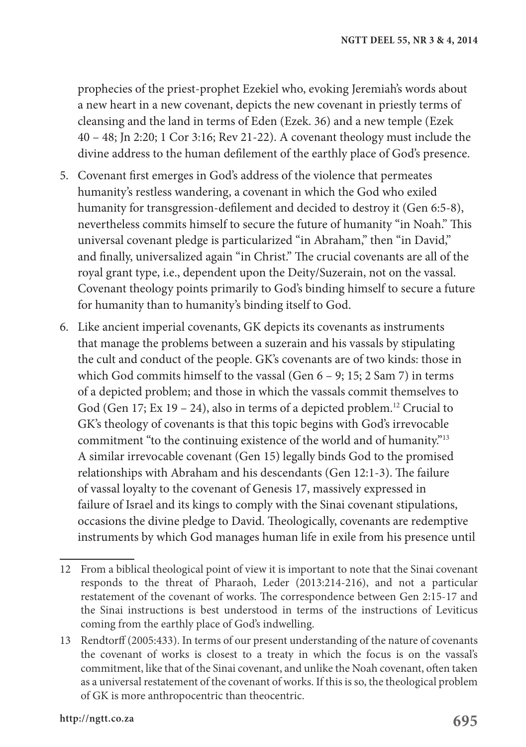prophecies of the priest-prophet Ezekiel who, evoking Jeremiah's words about a new heart in a new covenant, depicts the new covenant in priestly terms of cleansing and the land in terms of Eden (Ezek. 36) and a new temple (Ezek 40 – 48; Jn 2:20; 1 Cor 3:16; Rev 21-22). A covenant theology must include the divine address to the human defilement of the earthly place of God's presence.

5. Covenant first emerges in God's address of the violence that permeates humanity's restless wandering, a covenant in which the God who exiled humanity for transgression-defilement and decided to destroy it (Gen 6:5-8), nevertheless commits himself to secure the future of humanity "in Noah." This universal covenant pledge is particularized "in Abraham," then "in David," and finally, universalized again "in Christ." The crucial covenants are all of the royal grant type, i.e., dependent upon the Deity/Suzerain, not on the vassal. Covenant theology points primarily to God's binding himself to secure a future for humanity than to humanity's binding itself to God.

6. Like ancient imperial covenants, GK depicts its covenants as instruments that manage the problems between a suzerain and his vassals by stipulating the cult and conduct of the people. GK's covenants are of two kinds: those in which God commits himself to the vassal (Gen 6 – 9; 15; 2 Sam 7) in terms of a depicted problem; and those in which the vassals commit themselves to God (Gen 17; Ex 19 – 24), also in terms of a depicted problem.[12] Crucial to GK's theology of covenants is that this topic begins with God's irrevocable commitment "to the continuing existence of the world and of humanity."[13] A similar irrevocable covenant (Gen 15) legally binds God to the promised relationships with Abraham and his descendants (Gen 12:1-3). The failure of vassal loyalty to the covenant of Genesis 17, massively expressed in failure of Israel and its kings to comply with the Sinai covenant stipulations, occasions the divine pledge to David. Theologically, covenants are redemptive instruments by which God manages human life in exile from his presence until

---

12 From a biblical theological point of view it is important to note that the Sinai covenant responds to the threat of Pharaoh, Leder (2013:214-216), and not a particular restatement of the covenant of works. The correspondence between Gen 2:15-17 and the Sinai instructions is best understood in terms of the instructions of Leviticus coming from the earthly place of God's indwelling.

13 Rendtorff (2005:433). In terms of our present understanding of the nature of covenants the covenant of works is closest to a treaty in which the focus is on the vassal's commitment, like that of the Sinai covenant, and unlike the Noah covenant, often taken as a universal restatement of the covenant of works. If this is so, the theological problem of GK is more anthropocentric than theocentric.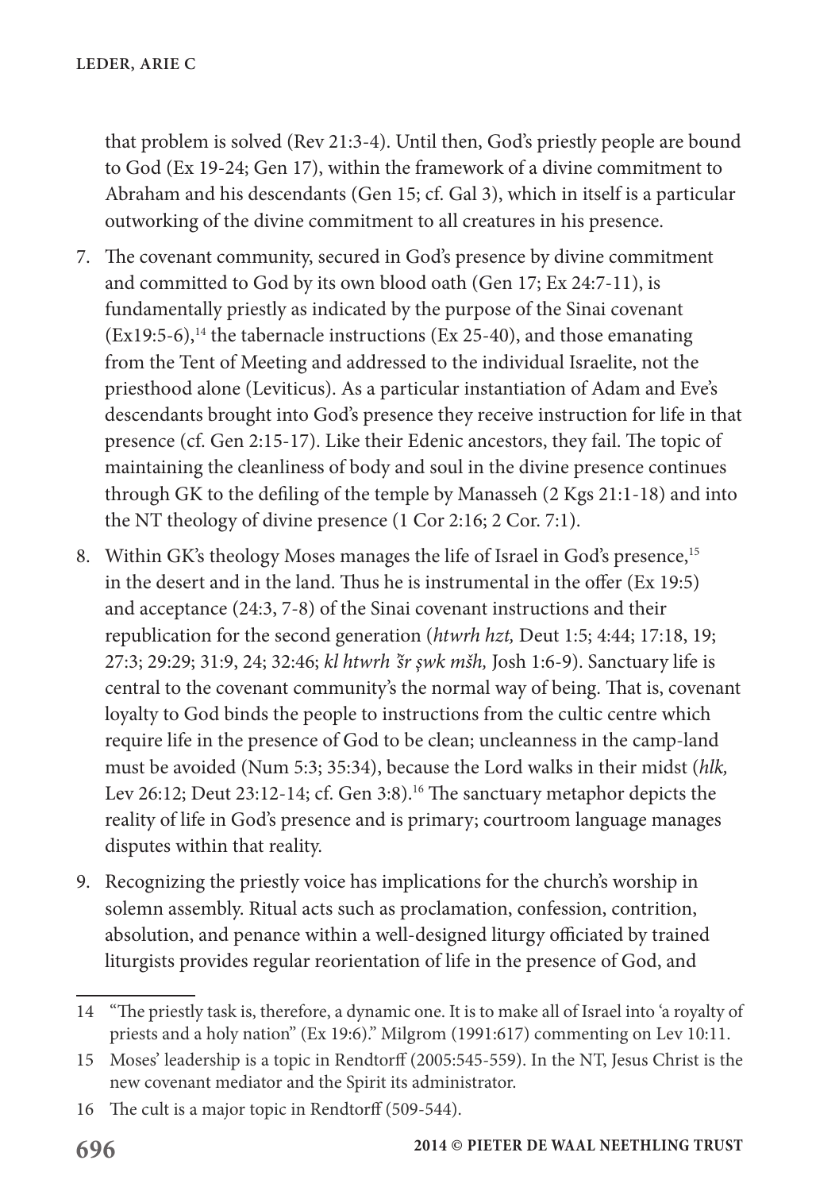that problem is solved (Rev 21:3-4). Until then, God's priestly people are bound to God (Ex 19-24; Gen 17), within the framework of a divine commitment to Abraham and his descendants (Gen 15; cf. Gal 3), which in itself is a particular outworking of the divine commitment to all creatures in his presence.

7. The covenant community, secured in God's presence by divine commitment and committed to God by its own blood oath (Gen 17; Ex 24:7-11), is fundamentally priestly as indicated by the purpose of the Sinai covenant (Ex19:5-6),[14] the tabernacle instructions (Ex 25-40), and those emanating from the Tent of Meeting and addressed to the individual Israelite, not the priesthood alone (Leviticus). As a particular instantiation of Adam and Eve's descendants brought into God's presence they receive instruction for life in that presence (cf. Gen 2:15-17). Like their Edenic ancestors, they fail. The topic of maintaining the cleanliness of body and soul in the divine presence continues through GK to the defiling of the temple by Manasseh (2 Kgs 21:1-18) and into the NT theology of divine presence (1 Cor 2:16; 2 Cor. 7:1).

8. Within GK's theology Moses manages the life of Israel in God's presence,[15] in the desert and in the land. Thus he is instrumental in the offer (Ex 19:5) and acceptance (24:3, 7-8) of the Sinai covenant instructions and their republication for the second generation (*htwrh hzt,* Deut 1:5; 4:44; 17:18, 19; 27:3; 29:29; 31:9, 24; 32:46; *kl htwrh ʾšr ṣwk mšh,* Josh 1:6-9). Sanctuary life is central to the covenant community's the normal way of being. That is, covenant loyalty to God binds the people to instructions from the cultic centre which require life in the presence of God to be clean; uncleanness in the camp-land must be avoided (Num 5:3; 35:34), because the Lord walks in their midst (*hlk,* Lev 26:12; Deut 23:12-14; cf. Gen 3:8).[16] The sanctuary metaphor depicts the reality of life in God's presence and is primary; courtroom language manages disputes within that reality.

9. Recognizing the priestly voice has implications for the church's worship in solemn assembly. Ritual acts such as proclamation, confession, contrition, absolution, and penance within a well-designed liturgy officiated by trained liturgists provides regular reorientation of life in the presence of God, and

---

14 "The priestly task is, therefore, a dynamic one. It is to make all of Israel into 'a royalty of priests and a holy nation" (Ex 19:6)." Milgrom (1991:617) commenting on Lev 10:11.

15 Moses' leadership is a topic in Rendtorff (2005:545-559). In the NT, Jesus Christ is the new covenant mediator and the Spirit its administrator.

16 The cult is a major topic in Rendtorff (509-544).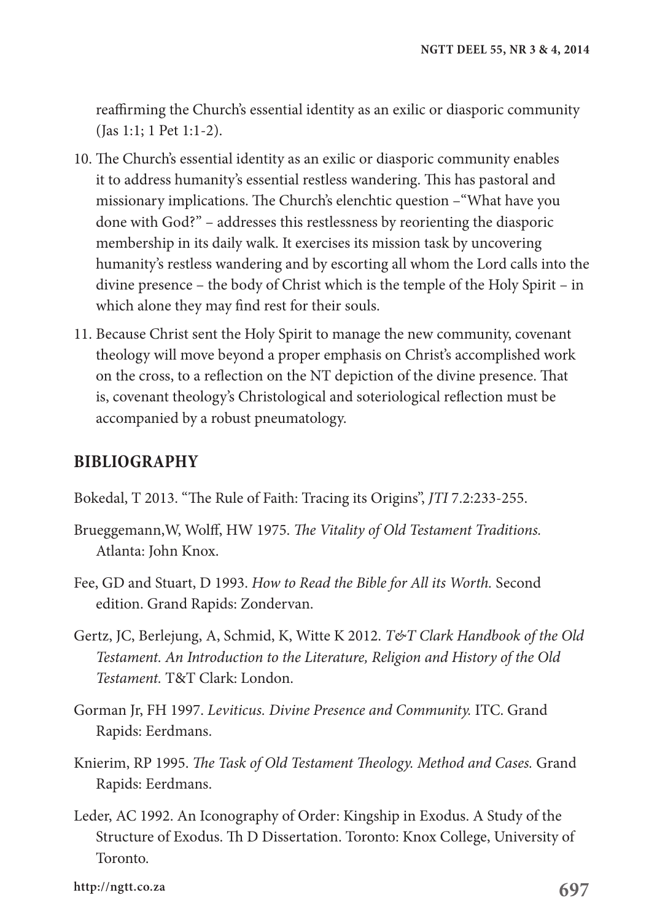reaffirming the Church's essential identity as an exilic or diasporic community (Jas 1:1; 1 Pet 1:1-2).

10. The Church's essential identity as an exilic or diasporic community enables it to address humanity's essential restless wandering. This has pastoral and missionary implications. The Church's elenchtic question –"What have you done with God?" – addresses this restlessness by reorienting the diasporic membership in its daily walk. It exercises its mission task by uncovering humanity's restless wandering and by escorting all whom the Lord calls into the divine presence – the body of Christ which is the temple of the Holy Spirit – in which alone they may find rest for their souls.
11. Because Christ sent the Holy Spirit to manage the new community, covenant theology will move beyond a proper emphasis on Christ's accomplished work on the cross, to a reflection on the NT depiction of the divine presence. That is, covenant theology's Christological and soteriological reflection must be accompanied by a robust pneumatology.

## BIBLIOGRAPHY

Bokedal, T 2013. "The Rule of Faith: Tracing its Origins", *JTI* 7.2:233-255.

Brueggemann,W, Wolff, HW 1975. *The Vitality of Old Testament Traditions.* Atlanta: John Knox.

Fee, GD and Stuart, D 1993. *How to Read the Bible for All its Worth.* Second edition. Grand Rapids: Zondervan.

Gertz, JC, Berlejung, A, Schmid, K, Witte K 2012. *T&T Clark Handbook of the Old Testament. An Introduction to the Literature, Religion and History of the Old Testament.* T&T Clark: London.

Gorman Jr, FH 1997. *Leviticus. Divine Presence and Community.* ITC. Grand Rapids: Eerdmans.

Knierim, RP 1995. *The Task of Old Testament Theology. Method and Cases.* Grand Rapids: Eerdmans.

Leder, AC 1992. An Iconography of Order: Kingship in Exodus. A Study of the Structure of Exodus. Th D Dissertation. Toronto: Knox College, University of Toronto.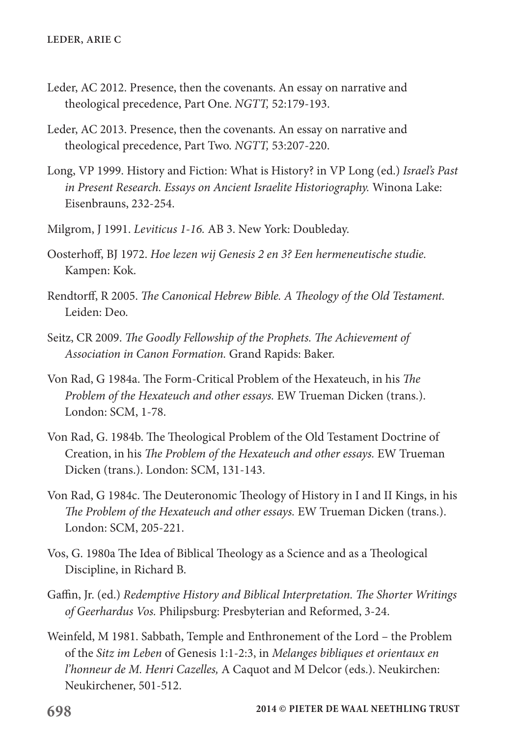Leder, AC 2012. Presence, then the covenants. An essay on narrative and theological precedence, Part One. *NGTT,* 52:179-193.

Leder, AC 2013. Presence, then the covenants. An essay on narrative and theological precedence, Part Two. *NGTT,* 53:207-220.

Long, VP 1999. History and Fiction: What is History? in VP Long (ed.) *Israel's Past in Present Research. Essays on Ancient Israelite Historiography.* Winona Lake: Eisenbrauns, 232-254.

Milgrom, J 1991. *Leviticus 1-16.* AB 3. New York: Doubleday.

Oosterhoff, BJ 1972. *Hoe lezen wij Genesis 2 en 3? Een hermeneutische studie.* Kampen: Kok.

Rendtorff, R 2005. *The Canonical Hebrew Bible. A Theology of the Old Testament.* Leiden: Deo.

Seitz, CR 2009. *The Goodly Fellowship of the Prophets. The Achievement of Association in Canon Formation.* Grand Rapids: Baker.

Von Rad, G 1984a. The Form-Critical Problem of the Hexateuch, in his *The Problem of the Hexateuch and other essays.* EW Trueman Dicken (trans.). London: SCM, 1-78.

Von Rad, G. 1984b. The Theological Problem of the Old Testament Doctrine of Creation, in his *The Problem of the Hexateuch and other essays.* EW Trueman Dicken (trans.). London: SCM, 131-143.

Von Rad, G 1984c. The Deuteronomic Theology of History in I and II Kings, in his *The Problem of the Hexateuch and other essays.* EW Trueman Dicken (trans.). London: SCM, 205-221.

Vos, G. 1980a The Idea of Biblical Theology as a Science and as a Theological Discipline, in Richard B.

Gaffin, Jr. (ed.) *Redemptive History and Biblical Interpretation. The Shorter Writings of Geerhardus Vos.* Philipsburg: Presbyterian and Reformed, 3-24.

Weinfeld, M 1981. Sabbath, Temple and Enthronement of the Lord – the Problem of the *Sitz im Leben* of Genesis 1:1-2:3, in *Melanges bibliques et orientaux en l'honneur de M. Henri Cazelles,* A Caquot and M Delcor (eds.). Neukirchen: Neukirchener, 501-512.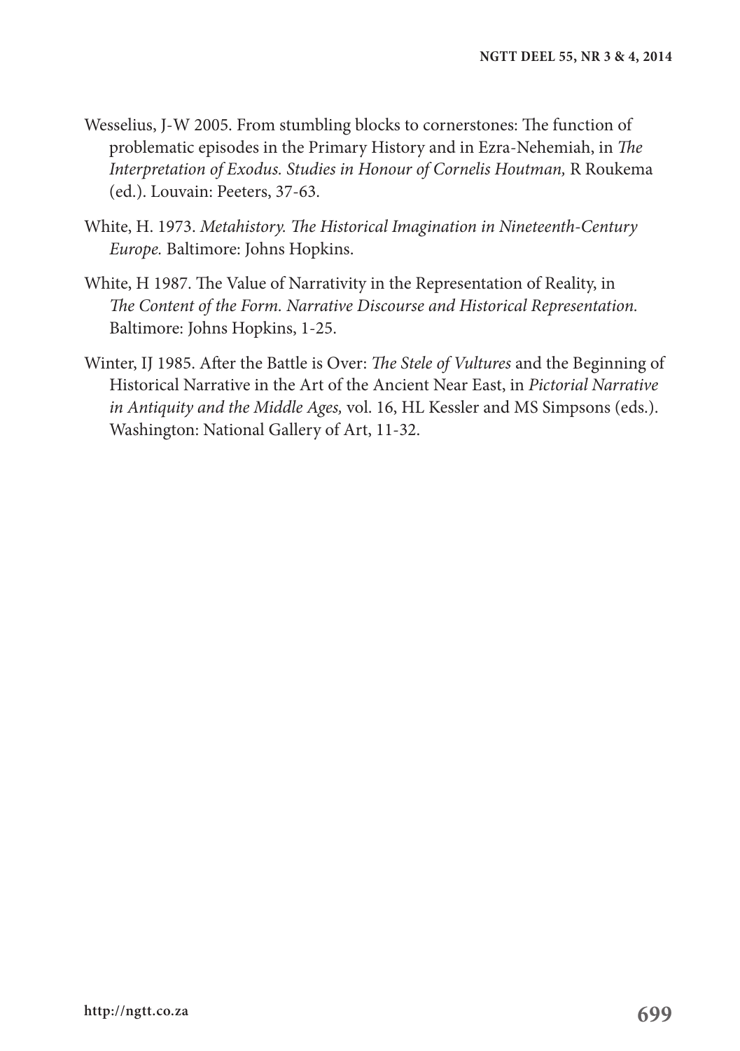Wesselius, J-W 2005. From stumbling blocks to cornerstones: The function of problematic episodes in the Primary History and in Ezra-Nehemiah, in *The Interpretation of Exodus. Studies in Honour of Cornelis Houtman,* R Roukema (ed.). Louvain: Peeters, 37-63.

White, H. 1973. *Metahistory. The Historical Imagination in Nineteenth-Century Europe.* Baltimore: Johns Hopkins.

White, H 1987. The Value of Narrativity in the Representation of Reality, in *The Content of the Form. Narrative Discourse and Historical Representation.* Baltimore: Johns Hopkins, 1-25.

Winter, IJ 1985. After the Battle is Over: *The Stele of Vultures* and the Beginning of Historical Narrative in the Art of the Ancient Near East, in *Pictorial Narrative in Antiquity and the Middle Ages,* vol. 16, HL Kessler and MS Simpsons (eds.). Washington: National Gallery of Art, 11-32.